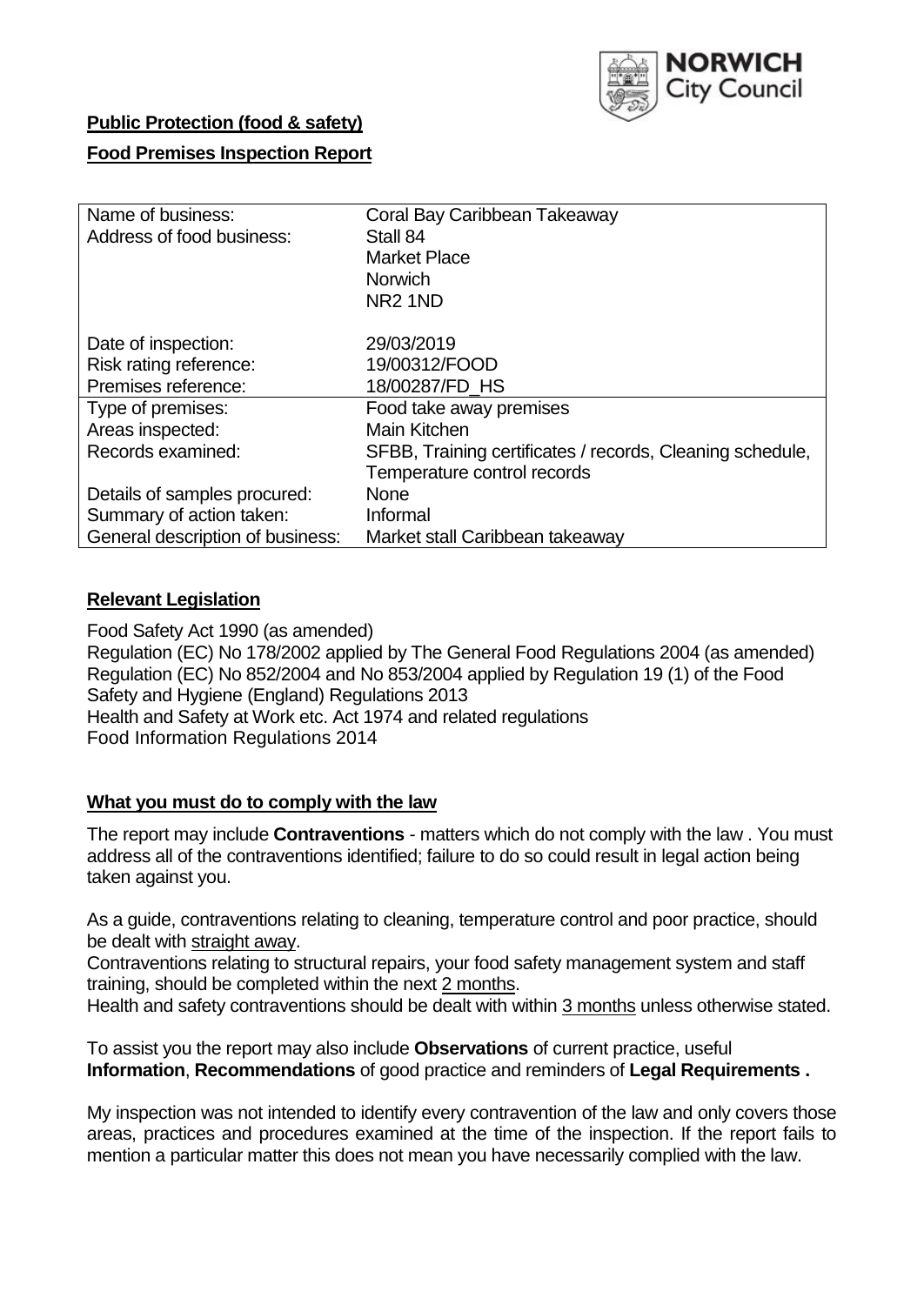**Public Protection (food & safety)**

**Food Premises Inspection Report**

| Name of business: | Coral Bay Caribbean Takeaway |
|---|---|
| Address of food business: | Stall 84<br>Market Place<br>Norwich<br>NR2 1ND |
| Date of inspection: | 29/03/2019 |
| Risk rating reference: | 19/00312/FOOD |
| Premises reference: | 18/00287/FD_HS |
| Type of premises: | Food take away premises |
| Areas inspected: | Main Kitchen |
| Records examined: | SFBB, Training certificates / records, Cleaning schedule, Temperature control records |
| Details of samples procured: | None |
| Summary of action taken: | Informal |
| General description of business: | Market stall Caribbean takeaway |

## **Relevant Legislation**

Food Safety Act 1990 (as amended)
Regulation (EC) No 178/2002 applied by The General Food Regulations 2004 (as amended)
Regulation (EC) No 852/2004 and No 853/2004 applied by Regulation 19 (1) of the Food Safety and Hygiene (England) Regulations 2013
Health and Safety at Work etc. Act 1974 and related regulations
Food Information Regulations 2014

## **What you must do to comply with the law**

The report may include **Contraventions** - matters which do not comply with the law . You must address all of the contraventions identified; failure to do so could result in legal action being taken against you.

As a guide, contraventions relating to cleaning, temperature control and poor practice, should be dealt with straight away.
Contraventions relating to structural repairs, your food safety management system and staff training, should be completed within the next 2 months.
Health and safety contraventions should be dealt with within 3 months unless otherwise stated.

To assist you the report may also include **Observations** of current practice, useful **Information**, **Recommendations** of good practice and reminders of **Legal Requirements .**

My inspection was not intended to identify every contravention of the law and only covers those areas, practices and procedures examined at the time of the inspection. If the report fails to mention a particular matter this does not mean you have necessarily complied with the law.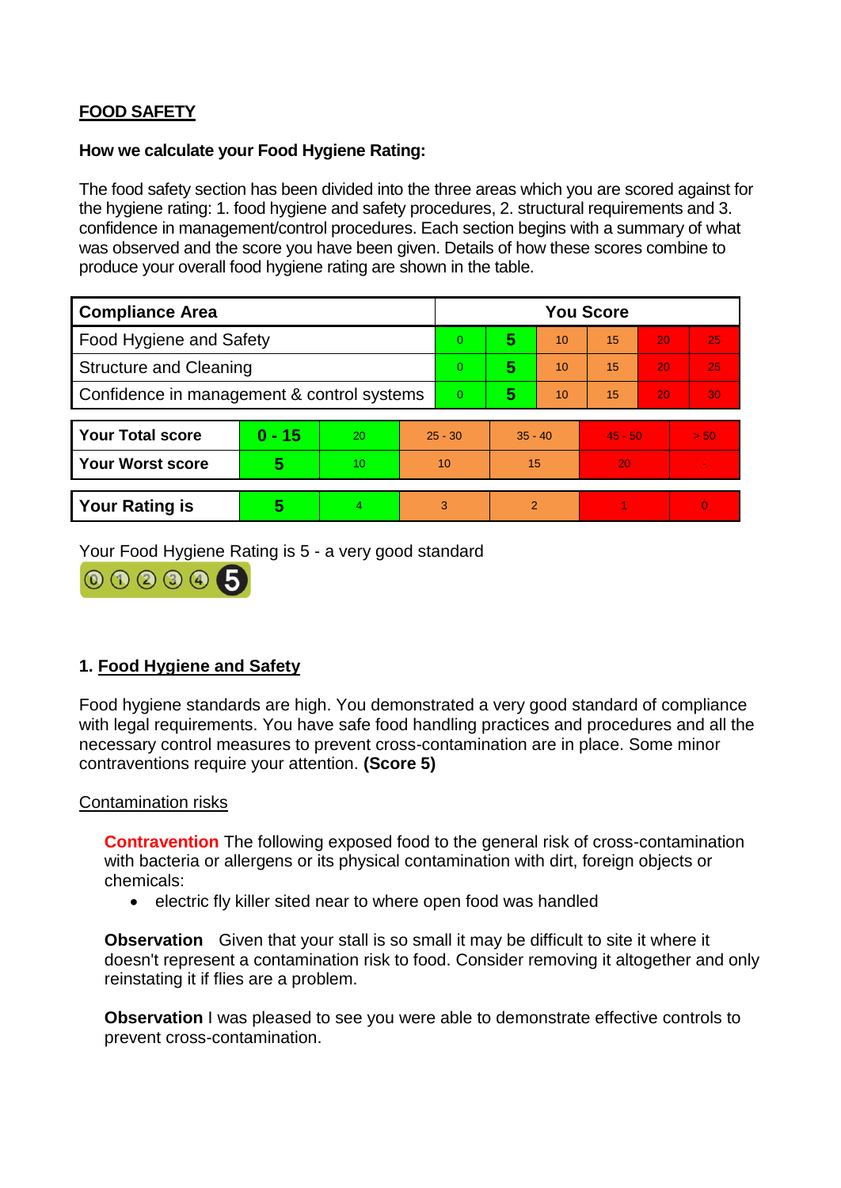**FOOD SAFETY**

**How we calculate your Food Hygiene Rating:**

The food safety section has been divided into the three areas which you are scored against for the hygiene rating: 1. food hygiene and safety procedures, 2. structural requirements and 3. confidence in management/control procedures. Each section begins with a summary of what was observed and the score you have been given. Details of how these scores combine to produce your overall food hygiene rating are shown in the table.

| Compliance Area | You Score | | | | | |
|---|---|---|---|---|---|---|
| Food Hygiene and Safety | 0 | **5** | 10 | 15 | 20 | 25 |
| Structure and Cleaning | 0 | **5** | 10 | 15 | 20 | 25 |
| Confidence in management & control systems | 0 | **5** | 10 | 15 | 20 | 30 |

| | | | | | | |
|---|---|---|---|---|---|---|
| **Your Total score** | **0 - 15** | 20 | 25 - 30 | 35 - 40 | 45 - 50 | > 50 |
| **Your Worst score** | **5** | 10 | 10 | 15 | 20 | - |
| **Your Rating is** | **5** | 4 | 3 | 2 | 1 | 0 |

Your Food Hygiene Rating is 5 - a very good standard

## 1. Food Hygiene and Safety

Food hygiene standards are high. You demonstrated a very good standard of compliance with legal requirements. You have safe food handling practices and procedures and all the necessary control measures to prevent cross-contamination are in place. Some minor contraventions require your attention. **(Score 5)**

Contamination risks

**Contravention** The following exposed food to the general risk of cross-contamination with bacteria or allergens or its physical contamination with dirt, foreign objects or chemicals:

- electric fly killer sited near to where open food was handled

**Observation** Given that your stall is so small it may be difficult to site it where it doesn't represent a contamination risk to food. Consider removing it altogether and only reinstating it if flies are a problem.

**Observation** I was pleased to see you were able to demonstrate effective controls to prevent cross-contamination.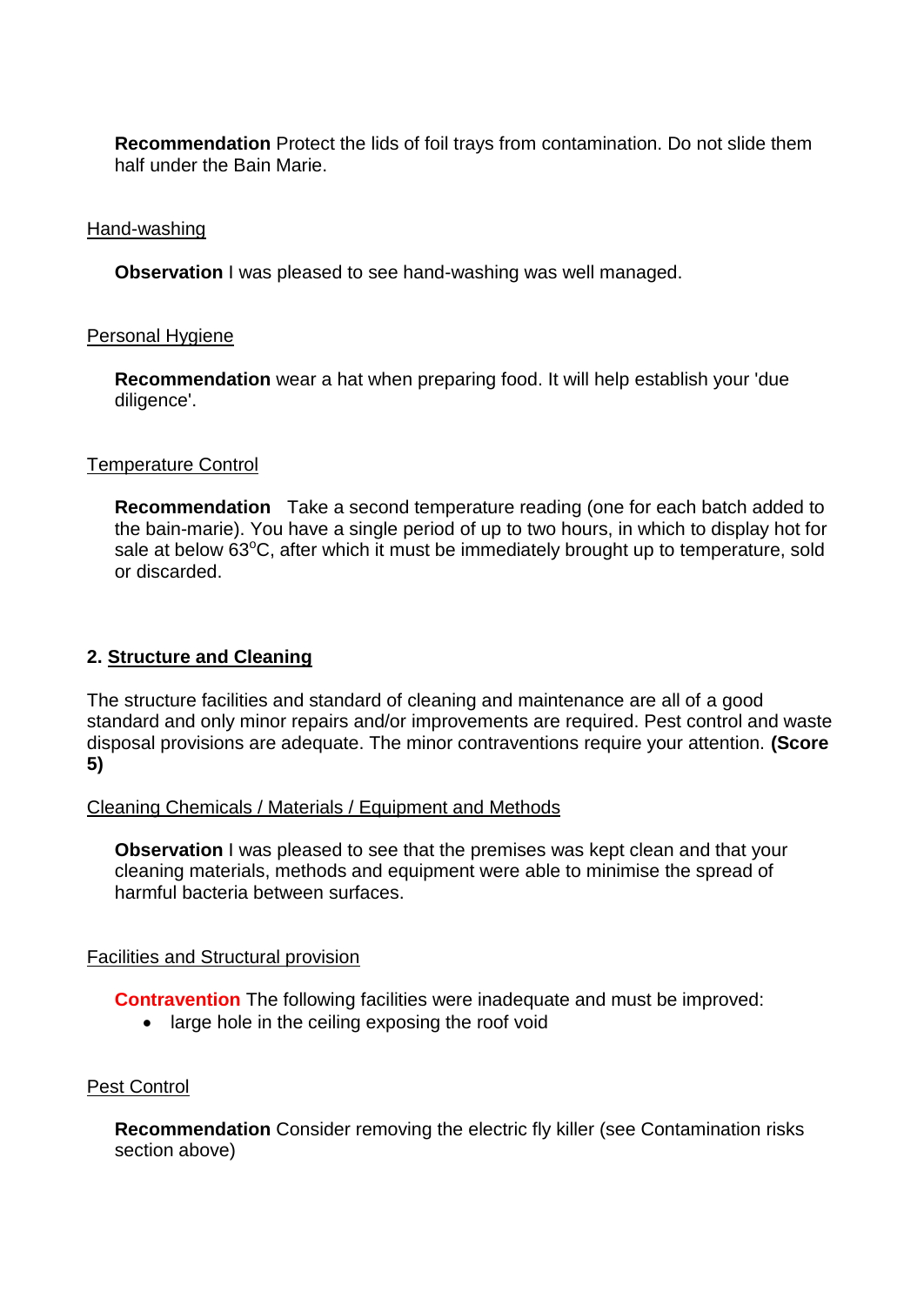**Recommendation** Protect the lids of foil trays from contamination. Do not slide them half under the Bain Marie.

Hand-washing

**Observation** I was pleased to see hand-washing was well managed.

Personal Hygiene

**Recommendation** wear a hat when preparing food. It will help establish your 'due diligence'.

Temperature Control

**Recommendation** Take a second temperature reading (one for each batch added to the bain-marie). You have a single period of up to two hours, in which to display hot for sale at below 63$^{o}$C, after which it must be immediately brought up to temperature, sold or discarded.

## 2. Structure and Cleaning

The structure facilities and standard of cleaning and maintenance are all of a good standard and only minor repairs and/or improvements are required. Pest control and waste disposal provisions are adequate. The minor contraventions require your attention. **(Score 5)**

Cleaning Chemicals / Materials / Equipment and Methods

**Observation** I was pleased to see that the premises was kept clean and that your cleaning materials, methods and equipment were able to minimise the spread of harmful bacteria between surfaces.

Facilities and Structural provision

**Contravention** The following facilities were inadequate and must be improved:

- large hole in the ceiling exposing the roof void

Pest Control

**Recommendation** Consider removing the electric fly killer (see Contamination risks section above)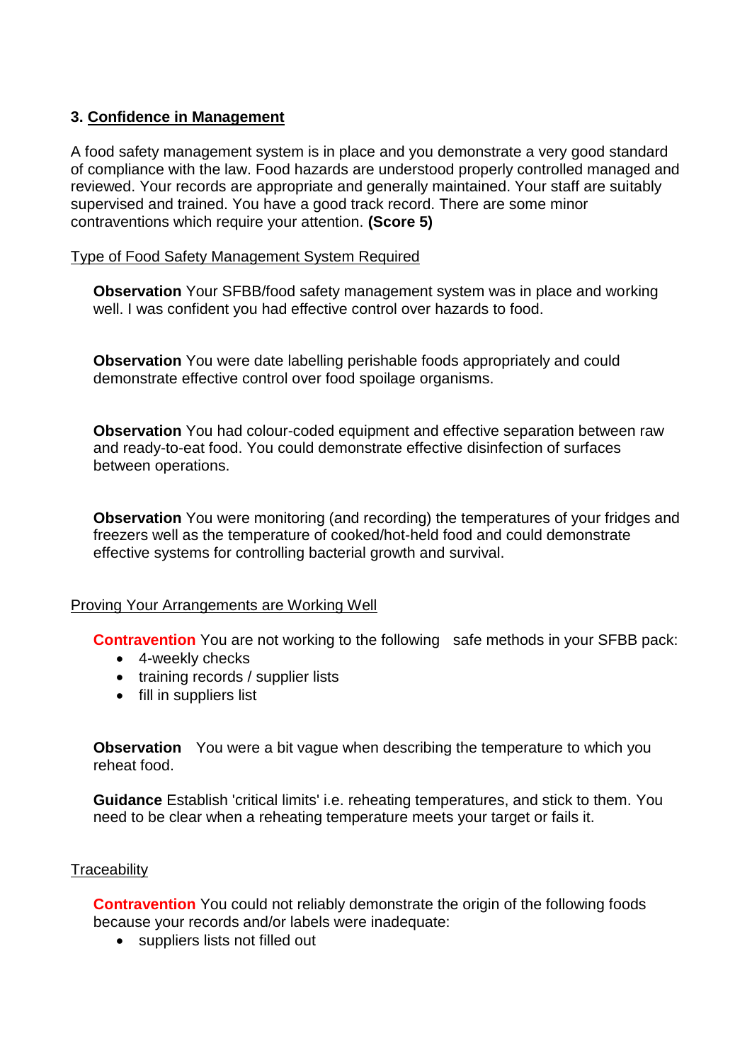### 3. Confidence in Management

A food safety management system is in place and you demonstrate a very good standard of compliance with the law. Food hazards are understood properly controlled managed and reviewed. Your records are appropriate and generally maintained. Your staff are suitably supervised and trained. You have a good track record. There are some minor contraventions which require your attention. **(Score 5)**

Type of Food Safety Management System Required

**Observation** Your SFBB/food safety management system was in place and working well. I was confident you had effective control over hazards to food.

**Observation** You were date labelling perishable foods appropriately and could demonstrate effective control over food spoilage organisms.

**Observation** You had colour-coded equipment and effective separation between raw and ready-to-eat food. You could demonstrate effective disinfection of surfaces between operations.

**Observation** You were monitoring (and recording) the temperatures of your fridges and freezers well as the temperature of cooked/hot-held food and could demonstrate effective systems for controlling bacterial growth and survival.

Proving Your Arrangements are Working Well

**Contravention** You are not working to the following safe methods in your SFBB pack:

- 4-weekly checks
- training records / supplier lists
- fill in suppliers list

**Observation** You were a bit vague when describing the temperature to which you reheat food.

**Guidance** Establish 'critical limits' i.e. reheating temperatures, and stick to them. You need to be clear when a reheating temperature meets your target or fails it.

Traceability

**Contravention** You could not reliably demonstrate the origin of the following foods because your records and/or labels were inadequate:

- suppliers lists not filled out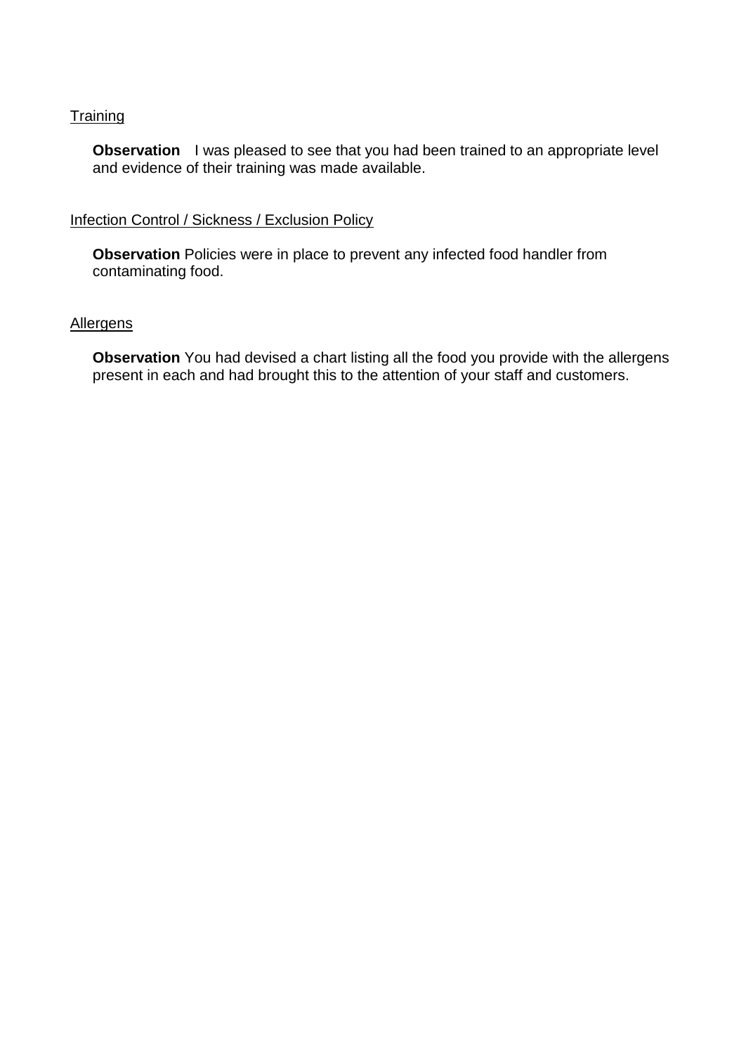Training

**Observation** I was pleased to see that you had been trained to an appropriate level and evidence of their training was made available.

Infection Control / Sickness / Exclusion Policy

**Observation** Policies were in place to prevent any infected food handler from contaminating food.

Allergens

**Observation** You had devised a chart listing all the food you provide with the allergens present in each and had brought this to the attention of your staff and customers.